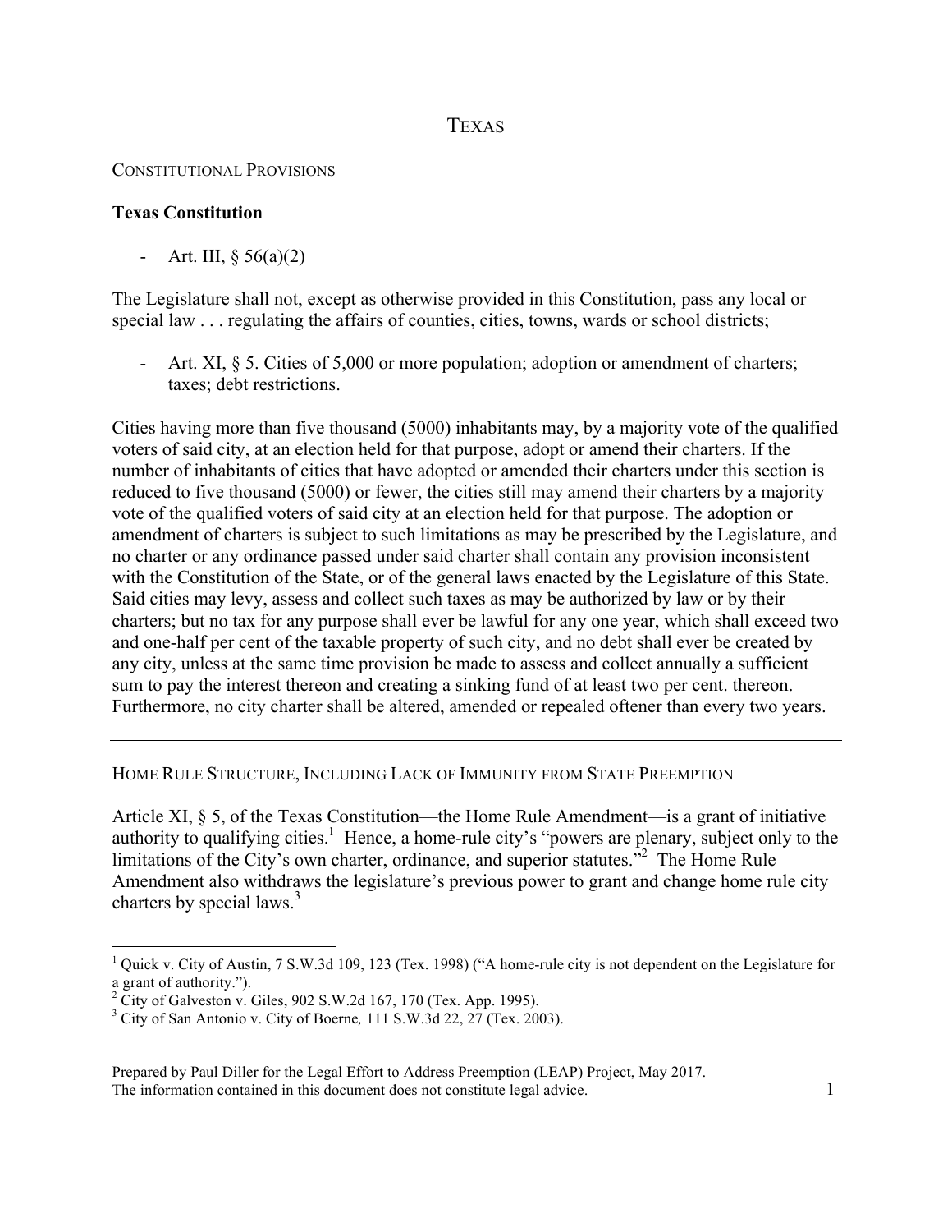# TEXAS

## CONSTITUTIONAL PROVISIONS

### Texas Constitution

- Art. III, § 56(a)(2)

The Legislature shall not, except as otherwise provided in this Constitution, pass any local or special law . . . regulating the affairs of counties, cities, towns, wards or school districts;

- Art. XI, § 5. Cities of 5,000 or more population; adoption or amendment of charters; taxes; debt restrictions.

Cities having more than five thousand (5000) inhabitants may, by a majority vote of the qualified voters of said city, at an election held for that purpose, adopt or amend their charters. If the number of inhabitants of cities that have adopted or amended their charters under this section is reduced to five thousand (5000) or fewer, the cities still may amend their charters by a majority vote of the qualified voters of said city at an election held for that purpose. The adoption or amendment of charters is subject to such limitations as may be prescribed by the Legislature, and no charter or any ordinance passed under said charter shall contain any provision inconsistent with the Constitution of the State, or of the general laws enacted by the Legislature of this State. Said cities may levy, assess and collect such taxes as may be authorized by law or by their charters; but no tax for any purpose shall ever be lawful for any one year, which shall exceed two and one-half per cent of the taxable property of such city, and no debt shall ever be created by any city, unless at the same time provision be made to assess and collect annually a sufficient sum to pay the interest thereon and creating a sinking fund of at least two per cent. thereon. Furthermore, no city charter shall be altered, amended or repealed oftener than every two years.

---

## HOME RULE STRUCTURE, INCLUDING LACK OF IMMUNITY FROM STATE PREEMPTION

Article XI, § 5, of the Texas Constitution—the Home Rule Amendment—is a grant of initiative authority to qualifying cities.[1] Hence, a home-rule city's "powers are plenary, subject only to the limitations of the City's own charter, ordinance, and superior statutes."[2] The Home Rule Amendment also withdraws the legislature's previous power to grant and change home rule city charters by special laws.[3]

---

[1] Quick v. City of Austin, 7 S.W.3d 109, 123 (Tex. 1998) ("A home-rule city is not dependent on the Legislature for a grant of authority.").

[2] City of Galveston v. Giles, 902 S.W.2d 167, 170 (Tex. App. 1995).

[3] City of San Antonio v. City of Boerne*,* 111 S.W.3d 22, 27 (Tex. 2003).

Prepared by Paul Diller for the Legal Effort to Address Preemption (LEAP) Project, May 2017.
The information contained in this document does not constitute legal advice.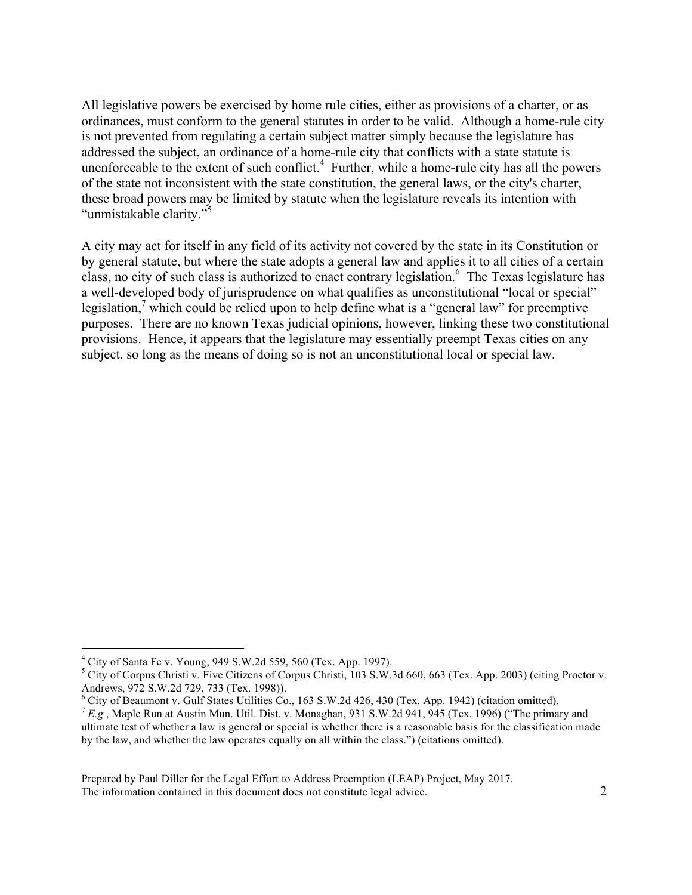All legislative powers be exercised by home rule cities, either as provisions of a charter, or as ordinances, must conform to the general statutes in order to be valid. Although a home-rule city is not prevented from regulating a certain subject matter simply because the legislature has addressed the subject, an ordinance of a home-rule city that conflicts with a state statute is unenforceable to the extent of such conflict.[4] Further, while a home-rule city has all the powers of the state not inconsistent with the state constitution, the general laws, or the city's charter, these broad powers may be limited by statute when the legislature reveals its intention with "unmistakable clarity."[5]

A city may act for itself in any field of its activity not covered by the state in its Constitution or by general statute, but where the state adopts a general law and applies it to all cities of a certain class, no city of such class is authorized to enact contrary legislation.[6] The Texas legislature has a well-developed body of jurisprudence on what qualifies as unconstitutional "local or special" legislation,[7] which could be relied upon to help define what is a "general law" for preemptive purposes. There are no known Texas judicial opinions, however, linking these two constitutional provisions. Hence, it appears that the legislature may essentially preempt Texas cities on any subject, so long as the means of doing so is not an unconstitutional local or special law.

---

[4] City of Santa Fe v. Young, 949 S.W.2d 559, 560 (Tex. App. 1997).

[5] City of Corpus Christi v. Five Citizens of Corpus Christi, 103 S.W.3d 660, 663 (Tex. App. 2003) (citing Proctor v. Andrews, 972 S.W.2d 729, 733 (Tex. 1998)).

[6] City of Beaumont v. Gulf States Utilities Co., 163 S.W.2d 426, 430 (Tex. App. 1942) (citation omitted).

[7] *E.g.*, Maple Run at Austin Mun. Util. Dist. v. Monaghan, 931 S.W.2d 941, 945 (Tex. 1996) ("The primary and ultimate test of whether a law is general or special is whether there is a reasonable basis for the classification made by the law, and whether the law operates equally on all within the class.") (citations omitted).

Prepared by Paul Diller for the Legal Effort to Address Preemption (LEAP) Project, May 2017.
The information contained in this document does not constitute legal advice.